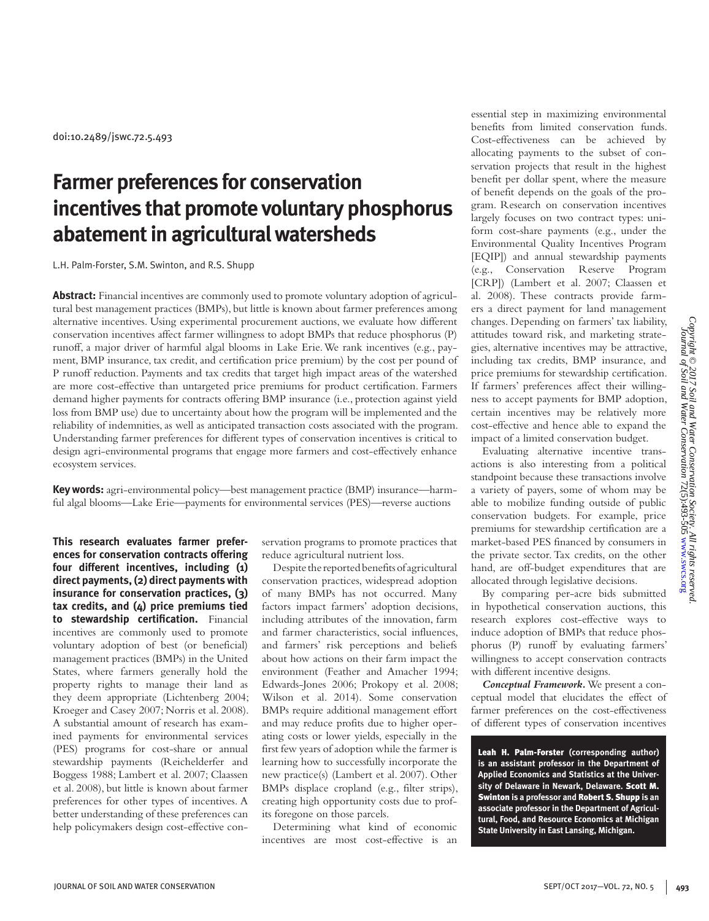doi:10.2489/jswc.72.5.493

# Farmer preferences for conservation incentives that promote voluntary phosphorus abatement in agricultural watersheds

L.H. Palm-Forster, S.M. Swinton, and R.S. Shupp

**Abstract:** Financial incentives are commonly used to promote voluntary adoption of agricultural best management practices (BMPs), but little is known about farmer preferences among alternative incentives. Using experimental procurement auctions, we evaluate how different conservation incentives affect farmer willingness to adopt BMPs that reduce phosphorus (P) runoff, a major driver of harmful algal blooms in Lake Erie. We rank incentives (e.g., payment, BMP insurance, tax credit, and certification price premium) by the cost per pound of P runoff reduction. Payments and tax credits that target high impact areas of the watershed are more cost-effective than untargeted price premiums for product certification. Farmers demand higher payments for contracts offering BMP insurance (i.e., protection against yield loss from BMP use) due to uncertainty about how the program will be implemented and the reliability of indemnities, as well as anticipated transaction costs associated with the program. Understanding farmer preferences for different types of conservation incentives is critical to design agri-environmental programs that engage more farmers and cost-effectively enhance ecosystem services.

**Key words:** agri-environmental policy—best management practice (BMP) insurance—harmful algal blooms—Lake Erie—payments for environmental services (PES)—reverse auctions

**This research evaluates farmer preferences for conservation contracts offering four different incentives, including (1) direct payments, (2) direct payments with insurance for conservation practices, (3) tax credits, and (4) price premiums tied to stewardship certification.** Financial incentives are commonly used to promote voluntary adoption of best (or beneficial) management practices (BMPs) in the United States, where farmers generally hold the property rights to manage their land as they deem appropriate (Lichtenberg 2004; Kroeger and Casey 2007; Norris et al. 2008). A substantial amount of research has examined payments for environmental services (PES) programs for cost-share or annual stewardship payments (Reichelderfer and Boggess 1988; Lambert et al. 2007; Claassen et al. 2008), but little is known about farmer preferences for other types of incentives. A better understanding of these preferences can help policymakers design cost-effective conservation programs to promote practices that reduce agricultural nutrient loss.

Despite the reported benefits of agricultural conservation practices, widespread adoption of many BMPs has not occurred. Many factors impact farmers' adoption decisions, including attributes of the innovation, farm and farmer characteristics, social influences, and farmers' risk perceptions and beliefs about how actions on their farm impact the environment (Feather and Amacher 1994; Edwards-Jones 2006; Prokopy et al. 2008; Wilson et al. 2014). Some conservation BMPs require additional management effort and may reduce profits due to higher operating costs or lower yields, especially in the first few years of adoption while the farmer is learning how to successfully incorporate the new practice(s) (Lambert et al. 2007). Other BMPs displace cropland (e.g., filter strips), creating high opportunity costs due to profits foregone on those parcels.

Determining what kind of economic incentives are most cost-effective is an essential step in maximizing environmental benefits from limited conservation funds. Cost-effectiveness can be achieved by allocating payments to the subset of conservation projects that result in the highest benefit per dollar spent, where the measure of benefit depends on the goals of the program. Research on conservation incentives largely focuses on two contract types: uniform cost-share payments (e.g., under the Environmental Quality Incentives Program [EQIP]) and annual stewardship payments (e.g., Conservation Reserve Program [CRP]) (Lambert et al. 2007; Claassen et al. 2008). These contracts provide farmers a direct payment for land management changes. Depending on farmers' tax liability, attitudes toward risk, and marketing strategies, alternative incentives may be attractive, including tax credits, BMP insurance, and price premiums for stewardship certification. If farmers' preferences affect their willingness to accept payments for BMP adoption, certain incentives may be relatively more cost-effective and hence able to expand the impact of a limited conservation budget.

Evaluating alternative incentive transactions is also interesting from a political standpoint because these transactions involve a variety of payers, some of whom may be able to mobilize funding outside of public conservation budgets. For example, price premiums for stewardship certification are a market-based PES financed by consumers in the private sector. Tax credits, on the other hand, are off-budget expenditures that are allocated through legislative decisions.

By comparing per-acre bids submitted in hypothetical conservation auctions, this research explores cost-effective ways to induce adoption of BMPs that reduce phosphorus (P) runoff by evaluating farmers' willingness to accept conservation contracts with different incentive designs.

***Conceptual Framework.*** We present a conceptual model that elucidates the effect of farmer preferences on the cost-effectiveness of different types of conservation incentives

**Leah H. Palm-Forster (corresponding author) is an assistant professor in the Department of Applied Economics and Statistics at the University of Delaware in Newark, Delaware. Scott M. Swinton is a professor and Robert S. Shupp is an associate professor in the Department of Agricultural, Food, and Resource Economics at Michigan State University in East Lansing, Michigan.**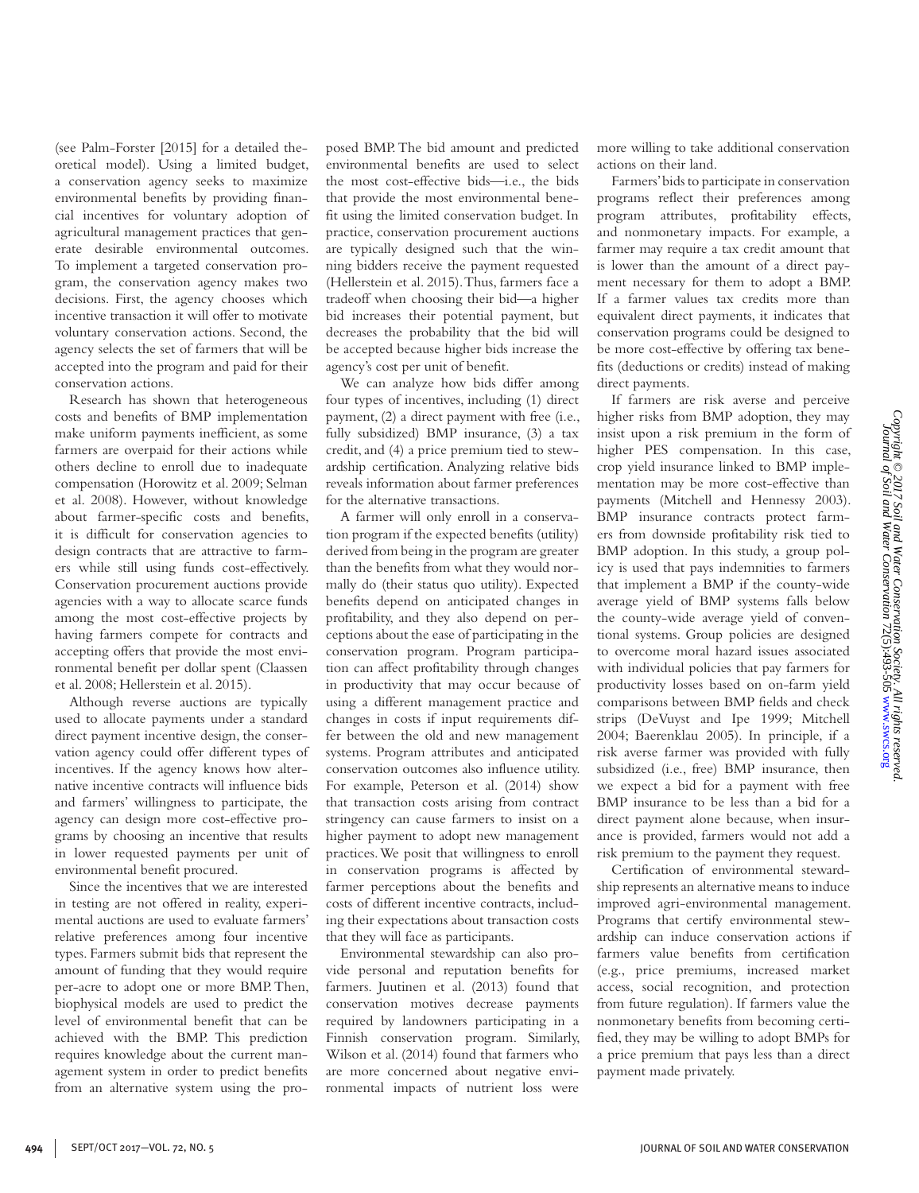(see Palm-Forster [2015] for a detailed theoretical model). Using a limited budget, a conservation agency seeks to maximize environmental benefits by providing financial incentives for voluntary adoption of agricultural management practices that generate desirable environmental outcomes. To implement a targeted conservation program, the conservation agency makes two decisions. First, the agency chooses which incentive transaction it will offer to motivate voluntary conservation actions. Second, the agency selects the set of farmers that will be accepted into the program and paid for their conservation actions.

Research has shown that heterogeneous costs and benefits of BMP implementation make uniform payments inefficient, as some farmers are overpaid for their actions while others decline to enroll due to inadequate compensation (Horowitz et al. 2009; Selman et al. 2008). However, without knowledge about farmer-specific costs and benefits, it is difficult for conservation agencies to design contracts that are attractive to farmers while still using funds cost-effectively. Conservation procurement auctions provide agencies with a way to allocate scarce funds among the most cost-effective projects by having farmers compete for contracts and accepting offers that provide the most environmental benefit per dollar spent (Claassen et al. 2008; Hellerstein et al. 2015).

Although reverse auctions are typically used to allocate payments under a standard direct payment incentive design, the conservation agency could offer different types of incentives. If the agency knows how alternative incentive contracts will influence bids and farmers' willingness to participate, the agency can design more cost-effective programs by choosing an incentive that results in lower requested payments per unit of environmental benefit procured.

Since the incentives that we are interested in testing are not offered in reality, experimental auctions are used to evaluate farmers' relative preferences among four incentive types. Farmers submit bids that represent the amount of funding that they would require per-acre to adopt one or more BMP. Then, biophysical models are used to predict the level of environmental benefit that can be achieved with the BMP. This prediction requires knowledge about the current management system in order to predict benefits from an alternative system using the proposed BMP. The bid amount and predicted environmental benefits are used to select the most cost-effective bids—i.e., the bids that provide the most environmental benefit using the limited conservation budget. In practice, conservation procurement auctions are typically designed such that the winning bidders receive the payment requested (Hellerstein et al. 2015). Thus, farmers face a tradeoff when choosing their bid—a higher bid increases their potential payment, but decreases the probability that the bid will be accepted because higher bids increase the agency's cost per unit of benefit.

We can analyze how bids differ among four types of incentives, including (1) direct payment, (2) a direct payment with free (i.e., fully subsidized) BMP insurance, (3) a tax credit, and (4) a price premium tied to stewardship certification. Analyzing relative bids reveals information about farmer preferences for the alternative transactions.

A farmer will only enroll in a conservation program if the expected benefits (utility) derived from being in the program are greater than the benefits from what they would normally do (their status quo utility). Expected benefits depend on anticipated changes in profitability, and they also depend on perceptions about the ease of participating in the conservation program. Program participation can affect profitability through changes in productivity that may occur because of using a different management practice and changes in costs if input requirements differ between the old and new management systems. Program attributes and anticipated conservation outcomes also influence utility. For example, Peterson et al. (2014) show that transaction costs arising from contract stringency can cause farmers to insist on a higher payment to adopt new management practices. We posit that willingness to enroll in conservation programs is affected by farmer perceptions about the benefits and costs of different incentive contracts, including their expectations about transaction costs that they will face as participants.

Environmental stewardship can also provide personal and reputation benefits for farmers. Juutinen et al. (2013) found that conservation motives decrease payments required by landowners participating in a Finnish conservation program. Similarly, Wilson et al. (2014) found that farmers who are more concerned about negative environmental impacts of nutrient loss were more willing to take additional conservation actions on their land.

Farmers' bids to participate in conservation programs reflect their preferences among program attributes, profitability effects, and nonmonetary impacts. For example, a farmer may require a tax credit amount that is lower than the amount of a direct payment necessary for them to adopt a BMP. If a farmer values tax credits more than equivalent direct payments, it indicates that conservation programs could be designed to be more cost-effective by offering tax benefits (deductions or credits) instead of making direct payments.

If farmers are risk averse and perceive higher risks from BMP adoption, they may insist upon a risk premium in the form of higher PES compensation. In this case, crop yield insurance linked to BMP implementation may be more cost-effective than payments (Mitchell and Hennessy 2003). BMP insurance contracts protect farmers from downside profitability risk tied to BMP adoption. In this study, a group policy is used that pays indemnities to farmers that implement a BMP if the county-wide average yield of BMP systems falls below the county-wide average yield of conventional systems. Group policies are designed to overcome moral hazard issues associated with individual policies that pay farmers for productivity losses based on on-farm yield comparisons between BMP fields and check strips (DeVuyst and Ipe 1999; Mitchell 2004; Baerenklau 2005). In principle, if a risk averse farmer was provided with fully subsidized (i.e., free) BMP insurance, then we expect a bid for a payment with free BMP insurance to be less than a bid for a direct payment alone because, when insurance is provided, farmers would not add a risk premium to the payment they request.

Certification of environmental stewardship represents an alternative means to induce improved agri-environmental management. Programs that certify environmental stewardship can induce conservation actions if farmers value benefits from certification (e.g., price premiums, increased market access, social recognition, and protection from future regulation). If farmers value the nonmonetary benefits from becoming certified, they may be willing to adopt BMPs for a price premium that pays less than a direct payment made privately.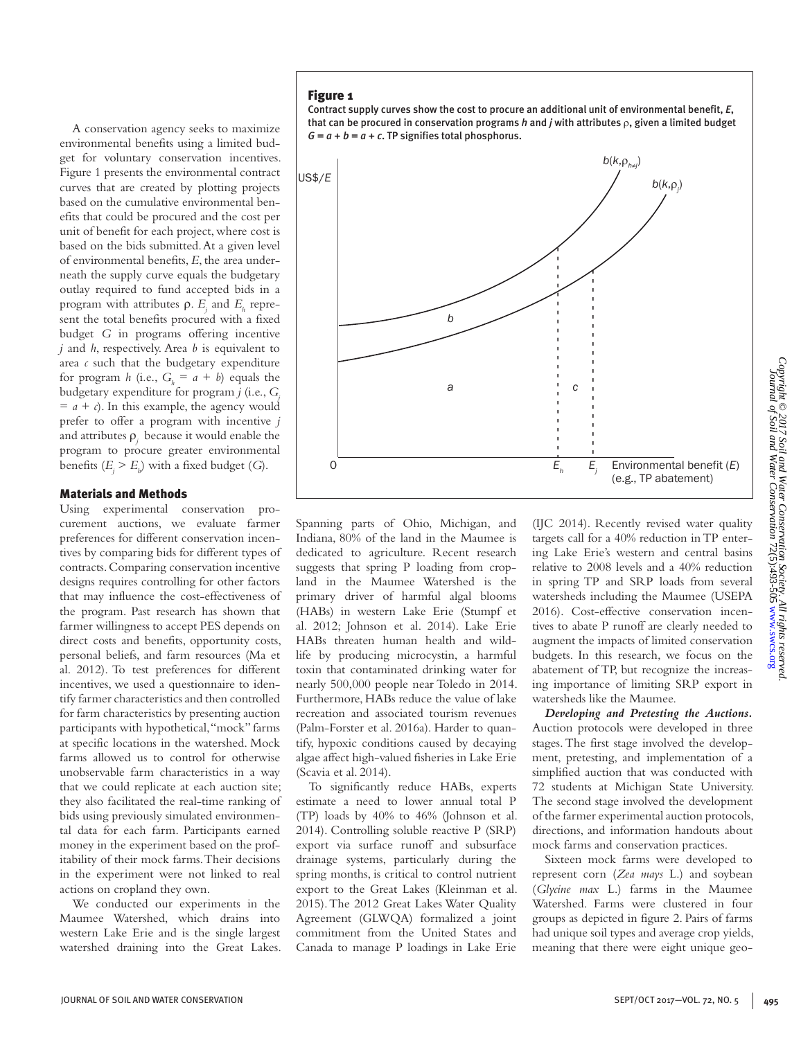A conservation agency seeks to maximize environmental benefits using a limited budget for voluntary conservation incentives. Figure 1 presents the environmental contract curves that are created by plotting projects based on the cumulative environmental benefits that could be procured and the cost per unit of benefit for each project, where cost is based on the bids submitted. At a given level of environmental benefits, $E$, the area underneath the supply curve equals the budgetary outlay required to fund accepted bids in a program with attributes $\rho$. $E_j$ and $E_h$ represent the total benefits procured with a fixed budget $G$ in programs offering incentive $j$ and $h$, respectively. Area $b$ is equivalent to area $c$ such that the budgetary expenditure for program $h$ (i.e., $G_h = a + b$) equals the budgetary expenditure for program $j$ (i.e., $G_j = a + c$). In this example, the agency would prefer to offer a program with incentive $j$ and attributes $\rho_j$ because it would enable the program to procure greater environmental benefits ($E_j > E_h$) with a fixed budget ($G$).

**Figure 1**

Contract supply curves show the cost to procure an additional unit of environmental benefit, $E$, that can be procured in conservation programs $h$ and $j$ with attributes $\rho$, given a limited budget $G = a + b = a + c$. TP signifies total phosphorus.

## Materials and Methods

Using experimental conservation procurement auctions, we evaluate farmer preferences for different conservation incentives by comparing bids for different types of contracts. Comparing conservation incentive designs requires controlling for other factors that may influence the cost-effectiveness of the program. Past research has shown that farmer willingness to accept PES depends on direct costs and benefits, opportunity costs, personal beliefs, and farm resources (Ma et al. 2012). To test preferences for different incentives, we used a questionnaire to identify farmer characteristics and then controlled for farm characteristics by presenting auction participants with hypothetical, "mock" farms at specific locations in the watershed. Mock farms allowed us to control for otherwise unobservable farm characteristics in a way that we could replicate at each auction site; they also facilitated the real-time ranking of bids using previously simulated environmental data for each farm. Participants earned money in the experiment based on the profitability of their mock farms. Their decisions in the experiment were not linked to real actions on cropland they own.

We conducted our experiments in the Maumee Watershed, which drains into western Lake Erie and is the single largest watershed draining into the Great Lakes. Spanning parts of Ohio, Michigan, and Indiana, 80% of the land in the Maumee is dedicated to agriculture. Recent research suggests that spring P loading from cropland in the Maumee Watershed is the primary driver of harmful algal blooms (HABs) in western Lake Erie (Stumpf et al. 2012; Johnson et al. 2014). Lake Erie HABs threaten human health and wildlife by producing microcystin, a harmful toxin that contaminated drinking water for nearly 500,000 people near Toledo in 2014. Furthermore, HABs reduce the value of lake recreation and associated tourism revenues (Palm-Forster et al. 2016a). Harder to quantify, hypoxic conditions caused by decaying algae affect high-valued fisheries in Lake Erie (Scavia et al. 2014).

To significantly reduce HABs, experts estimate a need to lower annual total P (TP) loads by 40% to 46% (Johnson et al. 2014). Controlling soluble reactive P (SRP) export via surface runoff and subsurface drainage systems, particularly during the spring months, is critical to control nutrient export to the Great Lakes (Kleinman et al. 2015). The 2012 Great Lakes Water Quality Agreement (GLWQA) formalized a joint commitment from the United States and Canada to manage P loadings in Lake Erie (IJC 2014). Recently revised water quality targets call for a 40% reduction in TP entering Lake Erie's western and central basins relative to 2008 levels and a 40% reduction in spring TP and SRP loads from several watersheds including the Maumee (USEPA 2016). Cost-effective conservation incentives to abate P runoff are clearly needed to augment the impacts of limited conservation budgets. In this research, we focus on the abatement of TP, but recognize the increasing importance of limiting SRP export in watersheds like the Maumee.

***Developing and Pretesting the Auctions.*** Auction protocols were developed in three stages. The first stage involved the development, pretesting, and implementation of a simplified auction that was conducted with 72 students at Michigan State University. The second stage involved the development of the farmer experimental auction protocols, directions, and information handouts about mock farms and conservation practices.

Sixteen mock farms were developed to represent corn (*Zea mays* L.) and soybean (*Glycine max* L.) farms in the Maumee Watershed. Farms were clustered in four groups as depicted in figure 2. Pairs of farms had unique soil types and average crop yields, meaning that there were eight unique geo-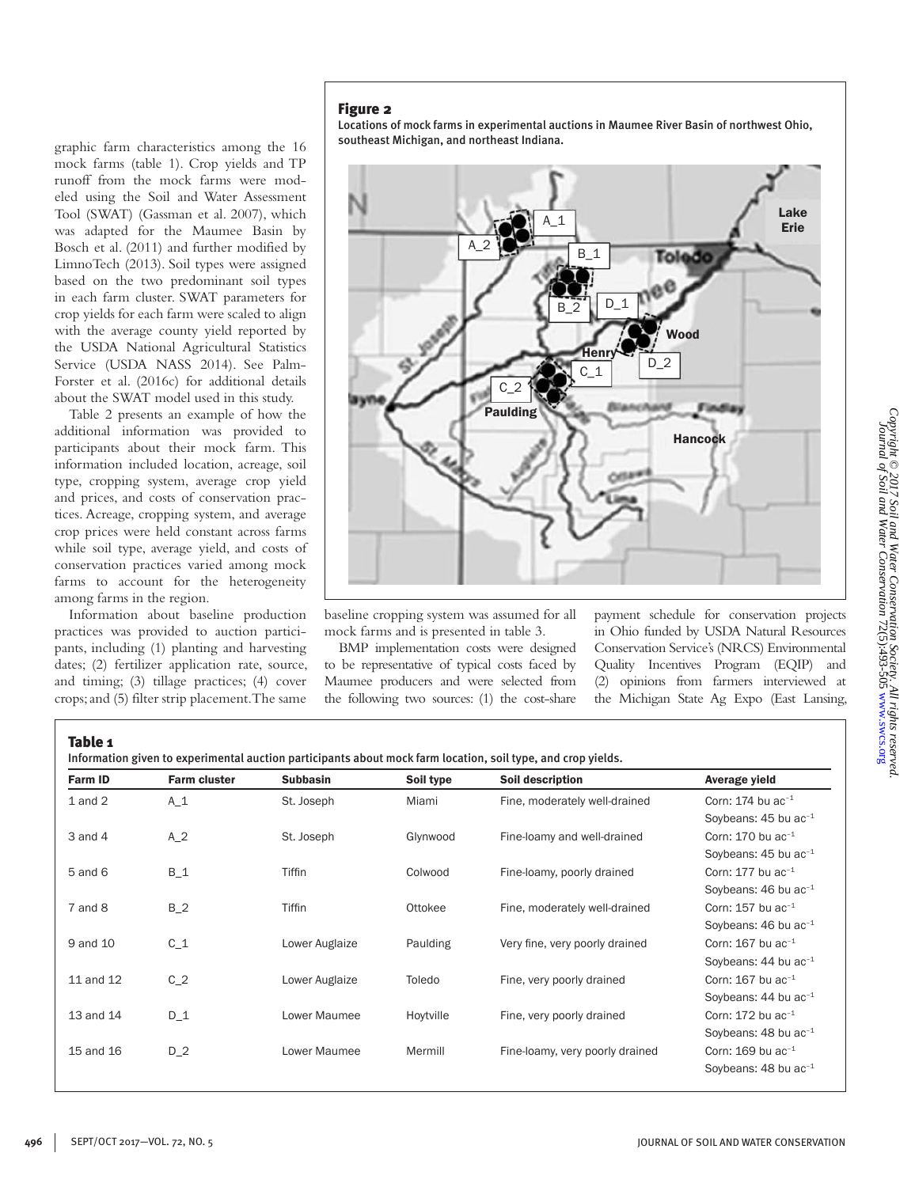graphic farm characteristics among the 16 mock farms (table 1). Crop yields and TP runoff from the mock farms were modeled using the Soil and Water Assessment Tool (SWAT) (Gassman et al. 2007), which was adapted for the Maumee Basin by Bosch et al. (2011) and further modified by LimnoTech (2013). Soil types were assigned based on the two predominant soil types in each farm cluster. SWAT parameters for crop yields for each farm were scaled to align with the average county yield reported by the USDA National Agricultural Statistics Service (USDA NASS 2014). See Palm-Forster et al. (2016c) for additional details about the SWAT model used in this study.

Table 2 presents an example of how the additional information was provided to participants about their mock farm. This information included location, acreage, soil type, cropping system, average crop yield and prices, and costs of conservation practices. Acreage, cropping system, and average crop prices were held constant across farms while soil type, average yield, and costs of conservation practices varied among mock farms to account for the heterogeneity among farms in the region.

Information about baseline production practices was provided to auction participants, including (1) planting and harvesting dates; (2) fertilizer application rate, source, and timing; (3) tillage practices; (4) cover crops; and (5) filter strip placement. The same baseline cropping system was assumed for all mock farms and is presented in table 3.

BMP implementation costs were designed to be representative of typical costs faced by Maumee producers and were selected from the following two sources: (1) the cost-share payment schedule for conservation projects in Ohio funded by USDA Natural Resources Conservation Service's (NRCS) Environmental Quality Incentives Program (EQIP) and (2) opinions from farmers interviewed at the Michigan State Ag Expo (East Lansing,

**Figure 2**

Locations of mock farms in experimental auctions in Maumee River Basin of northwest Ohio, southeast Michigan, and northeast Indiana.

**Table 1**

Information given to experimental auction participants about mock farm location, soil type, and crop yields.

| Farm ID | Farm cluster | Subbasin | Soil type | Soil description | Average yield |
|---|---|---|---|---|---|
| 1 and 2 | A_1 | St. Joseph | Miami | Fine, moderately well-drained | Corn: 174 bu $ac^{-1}$<br>Soybeans: 45 bu $ac^{-1}$ |
| 3 and 4 | A_2 | St. Joseph | Glynwood | Fine-loamy and well-drained | Corn: 170 bu $ac^{-1}$<br>Soybeans: 45 bu $ac^{-1}$ |
| 5 and 6 | B_1 | Tiffin | Colwood | Fine-loamy, poorly drained | Corn: 177 bu $ac^{-1}$<br>Soybeans: 46 bu $ac^{-1}$ |
| 7 and 8 | B_2 | Tiffin | Ottokee | Fine, moderately well-drained | Corn: 157 bu $ac^{-1}$<br>Soybeans: 46 bu $ac^{-1}$ |
| 9 and 10 | C_1 | Lower Auglaize | Paulding | Very fine, very poorly drained | Corn: 167 bu $ac^{-1}$<br>Soybeans: 44 bu $ac^{-1}$ |
| 11 and 12 | C_2 | Lower Auglaize | Toledo | Fine, very poorly drained | Corn: 167 bu $ac^{-1}$<br>Soybeans: 44 bu $ac^{-1}$ |
| 13 and 14 | D_1 | Lower Maumee | Hoytville | Fine, very poorly drained | Corn: 172 bu $ac^{-1}$<br>Soybeans: 48 bu $ac^{-1}$ |
| 15 and 16 | D_2 | Lower Maumee | Mermill | Fine-loamy, very poorly drained | Corn: 169 bu $ac^{-1}$<br>Soybeans: 48 bu $ac^{-1}$ |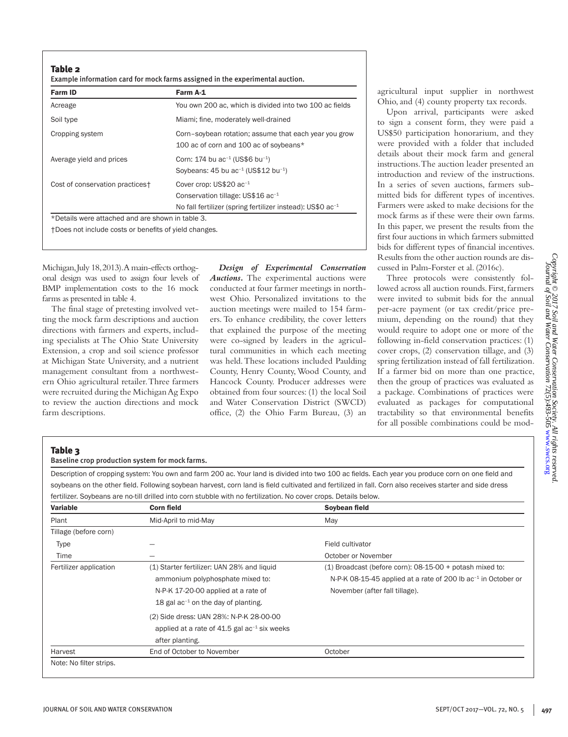**Table 2**
Example information card for mock farms assigned in the experimental auction.

| Farm ID | Farm A-1 |
|---|---|
| Acreage | You own 200 ac, which is divided into two 100 ac fields |
| Soil type | Miami; fine, moderately well-drained |
| Cropping system | Corn–soybean rotation; assume that each year you grow 100 ac of corn and 100 ac of soybeans* |
| Average yield and prices | Corn: 174 bu ac$^{-1}$ (US\$6 bu$^{-1}$)<br>Soybeans: 45 bu ac$^{-1}$ (US\$12 bu$^{-1}$) |
| Cost of conservation practices† | Cover crop: US\$20 ac$^{-1}$<br>Conservation tillage: US\$16 ac$^{-1}$<br>No fall fertilizer (spring fertilizer instead): US\$0 ac$^{-1}$ |

*Details were attached and are shown in table 3.
†Does not include costs or benefits of yield changes.

Michigan, July 18, 2013). A main-effects orthogonal design was used to assign four levels of BMP implementation costs to the 16 mock farms as presented in table 4.

The final stage of pretesting involved vetting the mock farm descriptions and auction directions with farmers and experts, including specialists at The Ohio State University Extension, a crop and soil science professor at Michigan State University, and a nutrient management consultant from a northwestern Ohio agricultural retailer. Three farmers were recruited during the Michigan Ag Expo to review the auction directions and mock farm descriptions.

***Design of Experimental Conservation Auctions.*** The experimental auctions were conducted at four farmer meetings in northwest Ohio. Personalized invitations to the auction meetings were mailed to 154 farmers. To enhance credibility, the cover letters that explained the purpose of the meeting were co-signed by leaders in the agricultural communities in which each meeting was held. These locations included Paulding County, Henry County, Wood County, and Hancock County. Producer addresses were obtained from four sources: (1) the local Soil and Water Conservation District (SWCD) office, (2) the Ohio Farm Bureau, (3) an agricultural input supplier in northwest Ohio, and (4) county property tax records.

Upon arrival, participants were asked to sign a consent form, they were paid a US\$50 participation honorarium, and they were provided with a folder that included details about their mock farm and general instructions. The auction leader presented an introduction and review of the instructions. In a series of seven auctions, farmers submitted bids for different types of incentives. Farmers were asked to make decisions for the mock farms as if these were their own farms. In this paper, we present the results from the first four auctions in which farmers submitted bids for different types of financial incentives. Results from the other auction rounds are discussed in Palm-Forster et al. (2016c).

Three protocols were consistently followed across all auction rounds. First, farmers were invited to submit bids for the annual per-acre payment (or tax credit/price premium, depending on the round) that they would require to adopt one or more of the following in-field conservation practices: (1) cover crops, (2) conservation tillage, and (3) spring fertilization instead of fall fertilization. If a farmer bid on more than one practice, then the group of practices was evaluated as a package. Combinations of practices were evaluated as packages for computational tractability so that environmental benefits for all possible combinations could be mod-

**Table 3**
Baseline crop production system for mock farms.

Description of cropping system: You own and farm 200 ac. Your land is divided into two 100 ac fields. Each year you produce corn on one field and soybeans on the other field. Following soybean harvest, corn land is field cultivated and fertilized in fall. Corn also receives starter and side dress fertilizer. Soybeans are no-till drilled into corn stubble with no fertilization. No cover crops. Details below.

| Variable | Corn field | Soybean field |
|---|---|---|
| Plant | Mid-April to mid-May | May |
| Tillage (before corn) | | |
| Type | — | Field cultivator |
| Time | — | October or November |
| Fertilizer application | (1) Starter fertilizer: UAN 28% and liquid ammonium polyphosphate mixed to: N-P-K 17-20-00 applied at a rate of 18 gal ac$^{-1}$ on the day of planting.<br>(2) Side dress: UAN 28%: N-P-K 28-00-00 applied at a rate of 41.5 gal ac$^{-1}$ six weeks after planting. | (1) Broadcast (before corn): 08-15-00 + potash mixed to: N-P-K 08-15-45 applied at a rate of 200 lb ac$^{-1}$ in October or November (after fall tillage). |
| Harvest | End of October to November | October |

Note: No filter strips.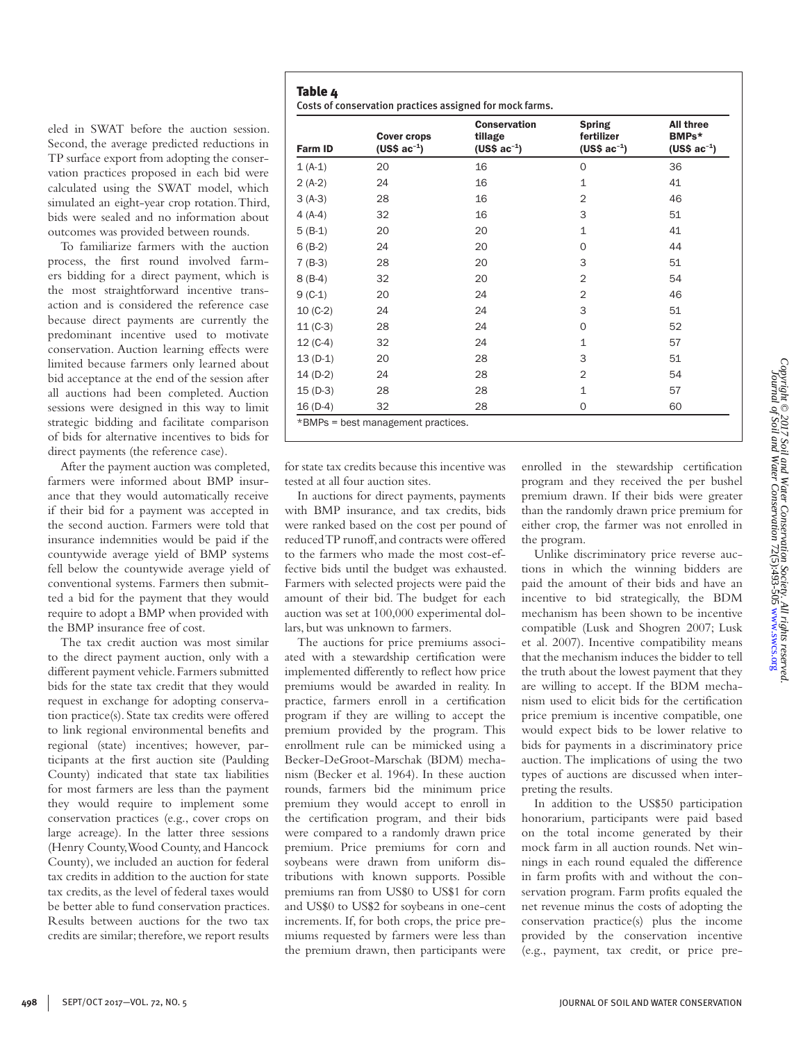eled in SWAT before the auction session. Second, the average predicted reductions in TP surface export from adopting the conservation practices proposed in each bid were calculated using the SWAT model, which simulated an eight-year crop rotation. Third, bids were sealed and no information about outcomes was provided between rounds.

To familiarize farmers with the auction process, the first round involved farmers bidding for a direct payment, which is the most straightforward incentive transaction and is considered the reference case because direct payments are currently the predominant incentive used to motivate conservation. Auction learning effects were limited because farmers only learned about bid acceptance at the end of the session after all auctions had been completed. Auction sessions were designed in this way to limit strategic bidding and facilitate comparison of bids for alternative incentives to bids for direct payments (the reference case).

After the payment auction was completed, farmers were informed about BMP insurance that they would automatically receive if their bid for a payment was accepted in the second auction. Farmers were told that insurance indemnities would be paid if the countywide average yield of BMP systems fell below the countywide average yield of conventional systems. Farmers then submitted a bid for the payment that they would require to adopt a BMP when provided with the BMP insurance free of cost.

The tax credit auction was most similar to the direct payment auction, only with a different payment vehicle. Farmers submitted bids for the state tax credit that they would request in exchange for adopting conservation practice(s). State tax credits were offered to link regional environmental benefits and regional (state) incentives; however, participants at the first auction site (Paulding County) indicated that state tax liabilities for most farmers are less than the payment they would require to implement some conservation practices (e.g., cover crops on large acreage). In the latter three sessions (Henry County, Wood County, and Hancock County), we included an auction for federal tax credits in addition to the auction for state tax credits, as the level of federal taxes would be better able to fund conservation practices. Results between auctions for the two tax credits are similar; therefore, we report results for state tax credits because this incentive was tested at all four auction sites.

**Table 4**
Costs of conservation practices assigned for mock farms.

| Farm ID | Cover crops (US$ ac$^{-1}$) | Conservation tillage (US$ ac$^{-1}$) | Spring fertilizer (US$ ac$^{-1}$) | All three BMPs* (US$ ac$^{-1}$) |
|---|---|---|---|---|
| 1 (A-1) | 20 | 16 | 0 | 36 |
| 2 (A-2) | 24 | 16 | 1 | 41 |
| 3 (A-3) | 28 | 16 | 2 | 46 |
| 4 (A-4) | 32 | 16 | 3 | 51 |
| 5 (B-1) | 20 | 20 | 1 | 41 |
| 6 (B-2) | 24 | 20 | 0 | 44 |
| 7 (B-3) | 28 | 20 | 3 | 51 |
| 8 (B-4) | 32 | 20 | 2 | 54 |
| 9 (C-1) | 20 | 24 | 2 | 46 |
| 10 (C-2) | 24 | 24 | 3 | 51 |
| 11 (C-3) | 28 | 24 | 0 | 52 |
| 12 (C-4) | 32 | 24 | 1 | 57 |
| 13 (D-1) | 20 | 28 | 3 | 51 |
| 14 (D-2) | 24 | 28 | 2 | 54 |
| 15 (D-3) | 28 | 28 | 1 | 57 |
| 16 (D-4) | 32 | 28 | 0 | 60 |

*BMPs = best management practices.

In auctions for direct payments, payments with BMP insurance, and tax credits, bids were ranked based on the cost per pound of reduced TP runoff, and contracts were offered to the farmers who made the most cost-effective bids until the budget was exhausted. Farmers with selected projects were paid the amount of their bid. The budget for each auction was set at 100,000 experimental dollars, but was unknown to farmers.

The auctions for price premiums associated with a stewardship certification were implemented differently to reflect how price premiums would be awarded in reality. In practice, farmers enroll in a certification program if they are willing to accept the premium provided by the program. This enrollment rule can be mimicked using a Becker-DeGroot-Marschak (BDM) mechanism (Becker et al. 1964). In these auction rounds, farmers bid the minimum price premium they would accept to enroll in the certification program, and their bids were compared to a randomly drawn price premium. Price premiums for corn and soybeans were drawn from uniform distributions with known supports. Possible premiums ran from US$0 to US$1 for corn and US$0 to US$2 for soybeans in one-cent increments. If, for both crops, the price premiums requested by farmers were less than the premium drawn, then participants were enrolled in the stewardship certification program and they received the per bushel premium drawn. If their bids were greater than the randomly drawn price premium for either crop, the farmer was not enrolled in the program.

Unlike discriminatory price reverse auctions in which the winning bidders are paid the amount of their bids and have an incentive to bid strategically, the BDM mechanism has been shown to be incentive compatible (Lusk and Shogren 2007; Lusk et al. 2007). Incentive compatibility means that the mechanism induces the bidder to tell the truth about the lowest payment that they are willing to accept. If the BDM mechanism used to elicit bids for the certification price premium is incentive compatible, one would expect bids to be lower relative to bids for payments in a discriminatory price auction. The implications of using the two types of auctions are discussed when interpreting the results.

In addition to the US$50 participation honorarium, participants were paid based on the total income generated by their mock farm in all auction rounds. Net winnings in each round equaled the difference in farm profits with and without the conservation program. Farm profits equaled the net revenue minus the costs of adopting the conservation practice(s) plus the income provided by the conservation incentive (e.g., payment, tax credit, or price pre-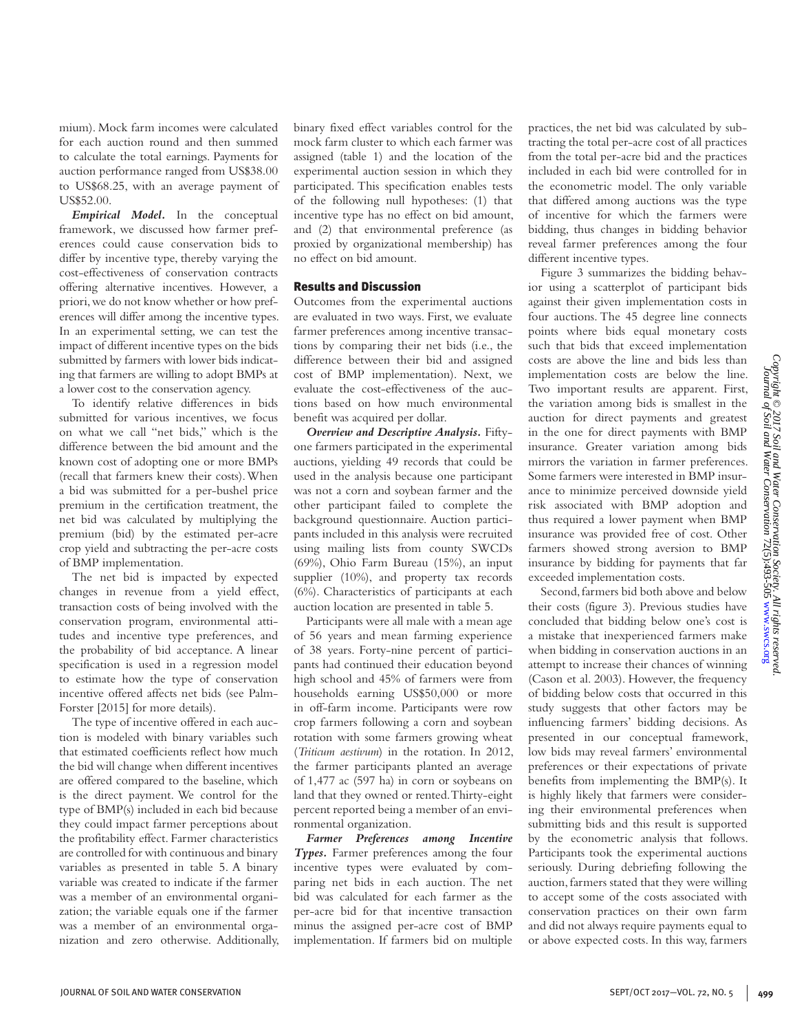mium). Mock farm incomes were calculated for each auction round and then summed to calculate the total earnings. Payments for auction performance ranged from US$38.00 to US$68.25, with an average payment of US$52.00.

***Empirical Model.*** In the conceptual framework, we discussed how farmer preferences could cause conservation bids to differ by incentive type, thereby varying the cost-effectiveness of conservation contracts offering alternative incentives. However, a priori, we do not know whether or how preferences will differ among the incentive types. In an experimental setting, we can test the impact of different incentive types on the bids submitted by farmers with lower bids indicating that farmers are willing to adopt BMPs at a lower cost to the conservation agency.

To identify relative differences in bids submitted for various incentives, we focus on what we call "net bids," which is the difference between the bid amount and the known cost of adopting one or more BMPs (recall that farmers knew their costs). When a bid was submitted for a per-bushel price premium in the certification treatment, the net bid was calculated by multiplying the premium (bid) by the estimated per-acre crop yield and subtracting the per-acre costs of BMP implementation.

The net bid is impacted by expected changes in revenue from a yield effect, transaction costs of being involved with the conservation program, environmental attitudes and incentive type preferences, and the probability of bid acceptance. A linear specification is used in a regression model to estimate how the type of conservation incentive offered affects net bids (see Palm-Forster [2015] for more details).

The type of incentive offered in each auction is modeled with binary variables such that estimated coefficients reflect how much the bid will change when different incentives are offered compared to the baseline, which is the direct payment. We control for the type of BMP(s) included in each bid because they could impact farmer perceptions about the profitability effect. Farmer characteristics are controlled for with continuous and binary variables as presented in table 5. A binary variable was created to indicate if the farmer was a member of an environmental organization; the variable equals one if the farmer was a member of an environmental organization and zero otherwise. Additionally, binary fixed effect variables control for the mock farm cluster to which each farmer was assigned (table 1) and the location of the experimental auction session in which they participated. This specification enables tests of the following null hypotheses: (1) that incentive type has no effect on bid amount, and (2) that environmental preference (as proxied by organizational membership) has no effect on bid amount.

## Results and Discussion

Outcomes from the experimental auctions are evaluated in two ways. First, we evaluate farmer preferences among incentive transactions by comparing their net bids (i.e., the difference between their bid and assigned cost of BMP implementation). Next, we evaluate the cost-effectiveness of the auctions based on how much environmental benefit was acquired per dollar.

***Overview and Descriptive Analysis.*** Fifty-one farmers participated in the experimental auctions, yielding 49 records that could be used in the analysis because one participant was not a corn and soybean farmer and the other participant failed to complete the background questionnaire. Auction participants included in this analysis were recruited using mailing lists from county SWCDs (69%), Ohio Farm Bureau (15%), an input supplier (10%), and property tax records (6%). Characteristics of participants at each auction location are presented in table 5.

Participants were all male with a mean age of 56 years and mean farming experience of 38 years. Forty-nine percent of participants had continued their education beyond high school and 45% of farmers were from households earning US$50,000 or more in off-farm income. Participants were row crop farmers following a corn and soybean rotation with some farmers growing wheat (*Triticum aestivum*) in the rotation. In 2012, the farmer participants planted an average of 1,477 ac (597 ha) in corn or soybeans on land that they owned or rented. Thirty-eight percent reported being a member of an environmental organization.

***Farmer Preferences among Incentive Types.*** Farmer preferences among the four incentive types were evaluated by comparing net bids in each auction. The net bid was calculated for each farmer as the per-acre bid for that incentive transaction minus the assigned per-acre cost of BMP implementation. If farmers bid on multiple practices, the net bid was calculated by subtracting the total per-acre cost of all practices from the total per-acre bid and the practices included in each bid were controlled for in the econometric model. The only variable that differed among auctions was the type of incentive for which the farmers were bidding, thus changes in bidding behavior reveal farmer preferences among the four different incentive types.

Figure 3 summarizes the bidding behavior using a scatterplot of participant bids against their given implementation costs in four auctions. The 45 degree line connects points where bids equal monetary costs such that bids that exceed implementation costs are above the line and bids less than implementation costs are below the line. Two important results are apparent. First, the variation among bids is smallest in the auction for direct payments and greatest in the one for direct payments with BMP insurance. Greater variation among bids mirrors the variation in farmer preferences. Some farmers were interested in BMP insurance to minimize perceived downside yield risk associated with BMP adoption and thus required a lower payment when BMP insurance was provided free of cost. Other farmers showed strong aversion to BMP insurance by bidding for payments that far exceeded implementation costs.

Second, farmers bid both above and below their costs (figure 3). Previous studies have concluded that bidding below one's cost is a mistake that inexperienced farmers make when bidding in conservation auctions in an attempt to increase their chances of winning (Cason et al. 2003). However, the frequency of bidding below costs that occurred in this study suggests that other factors may be influencing farmers' bidding decisions. As presented in our conceptual framework, low bids may reveal farmers' environmental preferences or their expectations of private benefits from implementing the BMP(s). It is highly likely that farmers were considering their environmental preferences when submitting bids and this result is supported by the econometric analysis that follows. Participants took the experimental auctions seriously. During debriefing following the auction, farmers stated that they were willing to accept some of the costs associated with conservation practices on their own farm and did not always require payments equal to or above expected costs. In this way, farmers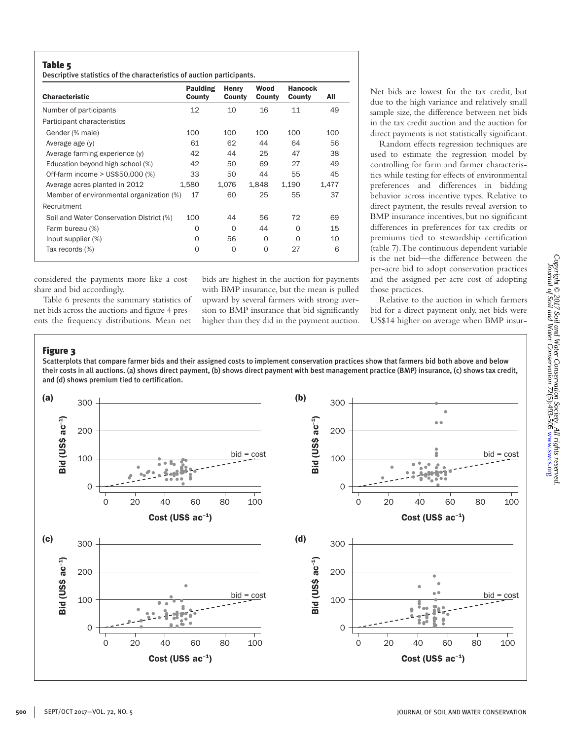**Table 5**
Descriptive statistics of the characteristics of auction participants.

| Characteristic | Paulding County | Henry County | Wood County | Hancock County | All |
|---|---|---|---|---|---|
| Number of participants | 12 | 10 | 16 | 11 | 49 |
| Participant characteristics | | | | | |
| Gender (% male) | 100 | 100 | 100 | 100 | 100 |
| Average age (y) | 61 | 62 | 44 | 64 | 56 |
| Average farming experience (y) | 42 | 44 | 25 | 47 | 38 |
| Education beyond high school (%) | 42 | 50 | 69 | 27 | 49 |
| Off-farm income > US$50,000 (%) | 33 | 50 | 44 | 55 | 45 |
| Average acres planted in 2012 | 1,580 | 1,076 | 1,848 | 1,190 | 1,477 |
| Member of environmental organization (%) | 17 | 60 | 25 | 55 | 37 |
| Recruitment | | | | | |
| Soil and Water Conservation District (%) | 100 | 44 | 56 | 72 | 69 |
| Farm bureau (%) | 0 | 0 | 44 | 0 | 15 |
| Input supplier (%) | 0 | 56 | 0 | 0 | 10 |
| Tax records (%) | 0 | 0 | 0 | 27 | 6 |

considered the payments more like a cost-share and bid accordingly.

Table 6 presents the summary statistics of net bids across the auctions and figure 4 presents the frequency distributions. Mean net bids are highest in the auction for payments with BMP insurance, but the mean is pulled upward by several farmers with strong aversion to BMP insurance that bid significantly higher than they did in the payment auction. Net bids are lowest for the tax credit, but due to the high variance and relatively small sample size, the difference between net bids in the tax credit auction and the auction for direct payments is not statistically significant.

Random effects regression techniques are used to estimate the regression model by controlling for farm and farmer characteristics while testing for effects of environmental preferences and differences in bidding behavior across incentive types. Relative to direct payment, the results reveal aversion to BMP insurance incentives, but no significant differences in preferences for tax credits or premiums tied to stewardship certification (table 7). The continuous dependent variable is the net bid—the difference between the per-acre bid to adopt conservation practices and the assigned per-acre cost of adopting those practices.

Relative to the auction in which farmers bid for a direct payment only, net bids were US$14 higher on average when BMP insur-

**Figure 3**
Scatterplots that compare farmer bids and their assigned costs to implement conservation practices show that farmers bid both above and below their costs in all auctions. (a) shows direct payment, (b) shows direct payment with best management practice (BMP) insurance, (c) shows tax credit, and (d) shows premium tied to certification.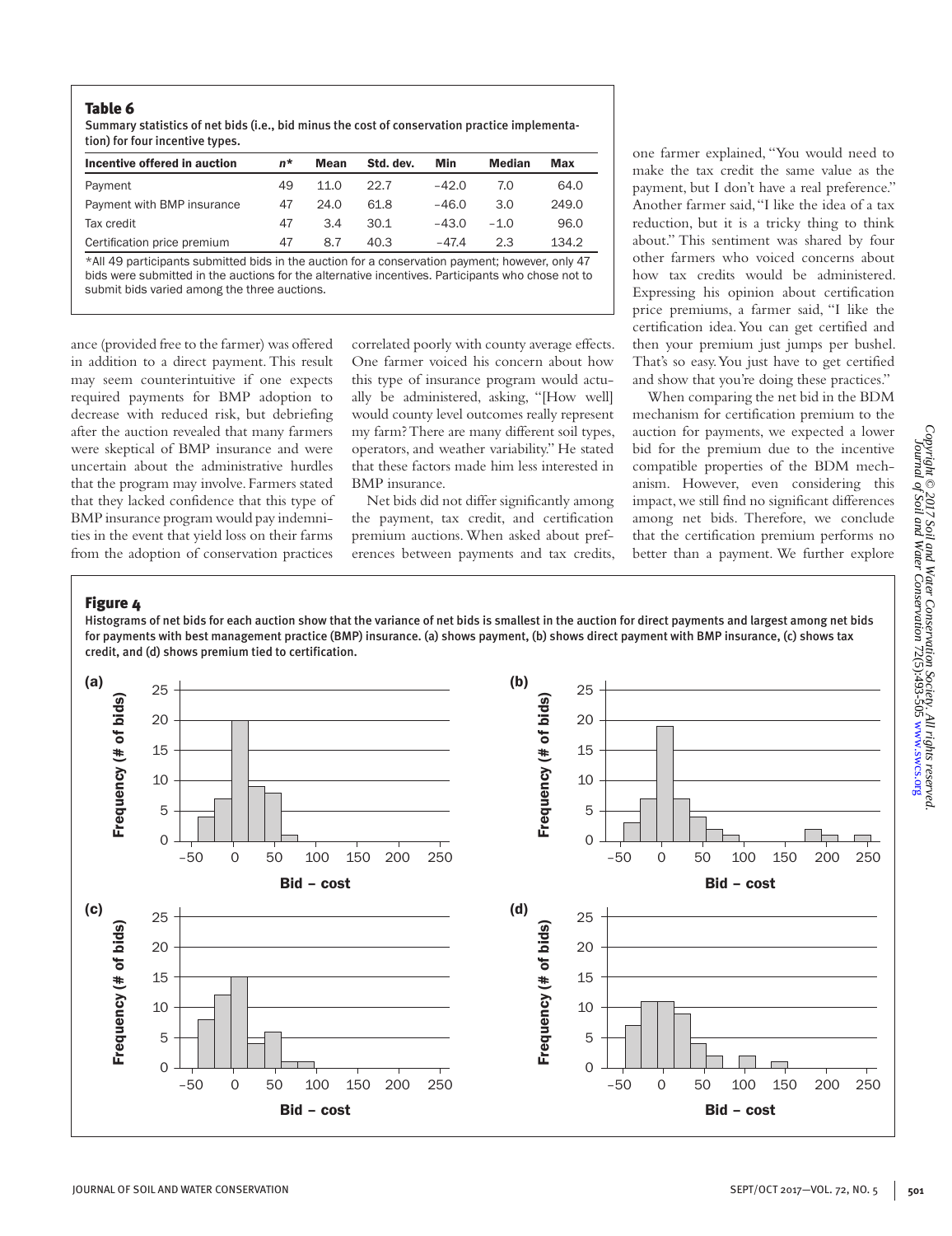**Table 6**

Summary statistics of net bids (i.e., bid minus the cost of conservation practice implementation) for four incentive types.

| Incentive offered in auction | *n** | Mean | Std. dev. | Min | Median | Max |
|---|---|---|---|---|---|---|
| Payment | 49 | 11.0 | 22.7 | −42.0 | 7.0 | 64.0 |
| Payment with BMP insurance | 47 | 24.0 | 61.8 | −46.0 | 3.0 | 249.0 |
| Tax credit | 47 | 3.4 | 30.1 | −43.0 | −1.0 | 96.0 |
| Certification price premium | 47 | 8.7 | 40.3 | −47.4 | 2.3 | 134.2 |

*All 49 participants submitted bids in the auction for a conservation payment; however, only 47 bids were submitted in the auctions for the alternative incentives. Participants who chose not to submit bids varied among the three auctions.

ance (provided free to the farmer) was offered in addition to a direct payment. This result may seem counterintuitive if one expects required payments for BMP adoption to decrease with reduced risk, but debriefing after the auction revealed that many farmers were skeptical of BMP insurance and were uncertain about the administrative hurdles that the program may involve. Farmers stated that they lacked confidence that this type of BMP insurance program would pay indemnities in the event that yield loss on their farms from the adoption of conservation practices correlated poorly with county average effects. One farmer voiced his concern about how this type of insurance program would actually be administered, asking, "[How well] would county level outcomes really represent my farm? There are many different soil types, operators, and weather variability." He stated that these factors made him less interested in BMP insurance.

Net bids did not differ significantly among the payment, tax credit, and certification premium auctions. When asked about preferences between payments and tax credits, one farmer explained, "You would need to make the tax credit the same value as the payment, but I don't have a real preference." Another farmer said, "I like the idea of a tax reduction, but it is a tricky thing to think about." This sentiment was shared by four other farmers who voiced concerns about how tax credits would be administered. Expressing his opinion about certification price premiums, a farmer said, "I like the certification idea. You can get certified and then your premium just jumps per bushel. That's so easy. You just have to get certified and show that you're doing these practices."

When comparing the net bid in the BDM mechanism for certification premium to the auction for payments, we expected a lower bid for the premium due to the incentive compatible properties of the BDM mechanism. However, even considering this impact, we still find no significant differences among net bids. Therefore, we conclude that the certification premium performs no better than a payment. We further explore

**Figure 4**

Histograms of net bids for each auction show that the variance of net bids is smallest in the auction for direct payments and largest among net bids for payments with best management practice (BMP) insurance. (a) shows payment, (b) shows direct payment with BMP insurance, (c) shows tax credit, and (d) shows premium tied to certification.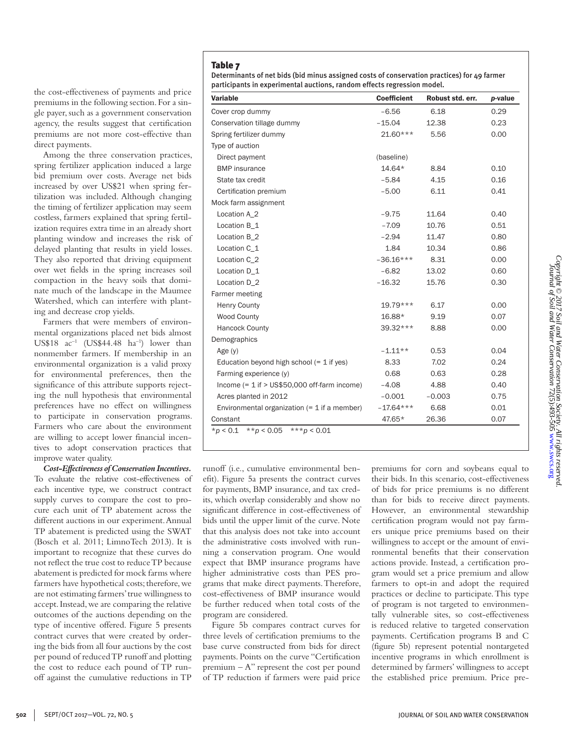the cost-effectiveness of payments and price premiums in the following section. For a single payer, such as a government conservation agency, the results suggest that certification premiums are not more cost-effective than direct payments.

Among the three conservation practices, spring fertilizer application induced a large bid premium over costs. Average net bids increased by over US$21 when spring fertilization was included. Although changing the timing of fertilizer application may seem costless, farmers explained that spring fertilization requires extra time in an already short planting window and increases the risk of delayed planting that results in yield losses. They also reported that driving equipment over wet fields in the spring increases soil compaction in the heavy soils that dominate much of the landscape in the Maumee Watershed, which can interfere with planting and decrease crop yields.

Farmers that were members of environmental organizations placed net bids almost US$18 $ac^{-1}$ (US$44.48 $ha^{-1}$) lower than nonmember farmers. If membership in an environmental organization is a valid proxy for environmental preferences, then the significance of this attribute supports rejecting the null hypothesis that environmental preferences have no effect on willingness to participate in conservation programs. Farmers who care about the environment are willing to accept lower financial incentives to adopt conservation practices that improve water quality.

**Table 7**

**Determinants of net bids (bid minus assigned costs of conservation practices) for 49 farmer participants in experimental auctions, random effects regression model.**

| Variable | Coefficient | Robust std. err. | $p$-value |
|---|---|---|---|
| Cover crop dummy | −6.56 | 6.18 | 0.29 |
| Conservation tillage dummy | −15.04 | 12.38 | 0.23 |
| Spring fertilizer dummy | 21.60*** | 5.56 | 0.00 |
| Type of auction | | | |
| Direct payment | (baseline) | | |
| BMP insurance | 14.64* | 8.84 | 0.10 |
| State tax credit | −5.84 | 4.15 | 0.16 |
| Certification premium | −5.00 | 6.11 | 0.41 |
| Mock farm assignment | | | |
| Location A_2 | −9.75 | 11.64 | 0.40 |
| Location B_1 | −7.09 | 10.76 | 0.51 |
| Location B_2 | −2.94 | 11.47 | 0.80 |
| Location C_1 | 1.84 | 10.34 | 0.86 |
| Location C_2 | −36.16*** | 8.31 | 0.00 |
| Location D_1 | −6.82 | 13.02 | 0.60 |
| Location D_2 | −16.32 | 15.76 | 0.30 |
| Farmer meeting | | | |
| Henry County | 19.79*** | 6.17 | 0.00 |
| Wood County | 16.88* | 9.19 | 0.07 |
| Hancock County | 39.32*** | 8.88 | 0.00 |
| Demographics | | | |
| Age (y) | −1.11** | 0.53 | 0.04 |
| Education beyond high school (= 1 if yes) | 8.33 | 7.02 | 0.24 |
| Farming experience (y) | 0.68 | 0.63 | 0.28 |
| Income (= 1 if > US$50,000 off-farm income) | −4.08 | 4.88 | 0.40 |
| Acres planted in 2012 | −0.001 | −0.003 | 0.75 |
| Environmental organization (= 1 if a member) | −17.64*** | 6.68 | 0.01 |
| Constant | 47.65* | 26.36 | 0.07 |

*$p < 0.1$ **$p < 0.05$ ***$p < 0.01$

***Cost-Effectiveness of Conservation Incentives.*** To evaluate the relative cost-effectiveness of each incentive type, we construct contract supply curves to compare the cost to procure each unit of TP abatement across the different auctions in our experiment. Annual TP abatement is predicted using the SWAT (Bosch et al. 2011; LimnoTech 2013). It is important to recognize that these curves do not reflect the true cost to reduce TP because abatement is predicted for mock farms where farmers have hypothetical costs; therefore, we are not estimating farmers' true willingness to accept. Instead, we are comparing the relative outcomes of the auctions depending on the type of incentive offered. Figure 5 presents contract curves that were created by ordering the bids from all four auctions by the cost per pound of reduced TP runoff and plotting the cost to reduce each pound of TP runoff against the cumulative reductions in TP runoff (i.e., cumulative environmental benefit). Figure 5a presents the contract curves for payments, BMP insurance, and tax credits, which overlap considerably and show no significant difference in cost-effectiveness of bids until the upper limit of the curve. Note that this analysis does not take into account the administrative costs involved with running a conservation program. One would expect that BMP insurance programs have higher administrative costs than PES programs that make direct payments. Therefore, cost-effectiveness of BMP insurance would be further reduced when total costs of the program are considered.

Figure 5b compares contract curves for three levels of certification premiums to the base curve constructed from bids for direct payments. Points on the curve "Certification premium – A" represent the cost per pound of TP reduction if farmers were paid price premiums for corn and soybeans equal to their bids. In this scenario, cost-effectiveness of bids for price premiums is no different than for bids to receive direct payments. However, an environmental stewardship certification program would not pay farmers unique price premiums based on their willingness to accept or the amount of environmental benefits that their conservation actions provide. Instead, a certification program would set a price premium and allow farmers to opt-in and adopt the required practices or decline to participate. This type of program is not targeted to environmentally vulnerable sites, so cost-effectiveness is reduced relative to targeted conservation payments. Certification programs B and C (figure 5b) represent potential nontargeted incentive programs in which enrollment is determined by farmers' willingness to accept the established price premium. Price pre-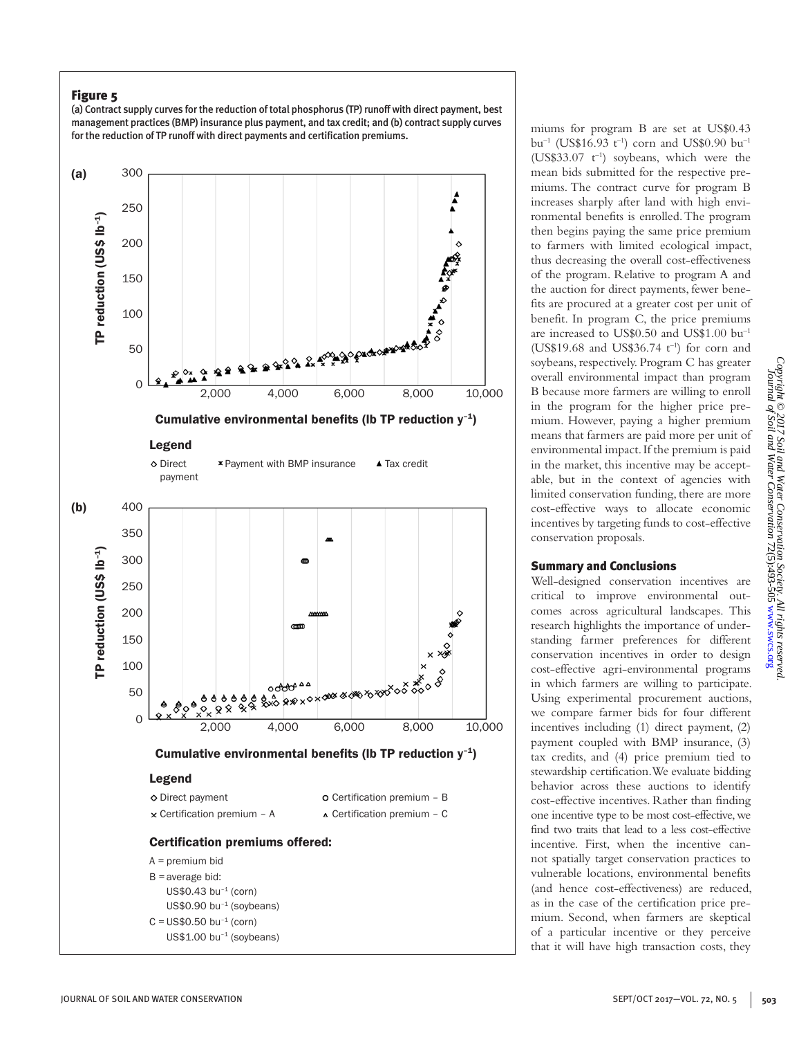**Figure 5**

(a) Contract supply curves for the reduction of total phosphorus (TP) runoff with direct payment, best management practices (BMP) insurance plus payment, and tax credit; and (b) contract supply curves for the reduction of TP runoff with direct payments and certification premiums.

Certification premiums offered:

A = premium bid

B = average bid: US$0.43 $bu^{-1}$ (corn) US$0.90 $bu^{-1}$ (soybeans)

C = US$0.50 $bu^{-1}$ (corn) US$1.00 $bu^{-1}$ (soybeans)

miums for program B are set at US$0.43 $bu^{-1}$ (US$16.93 $t^{-1}$) corn and US$0.90 $bu^{-1}$ (US$33.07 $t^{-1}$) soybeans, which were the mean bids submitted for the respective premiums. The contract curve for program B increases sharply after land with high environmental benefits is enrolled. The program then begins paying the same price premium to farmers with limited ecological impact, thus decreasing the overall cost-effectiveness of the program. Relative to program A and the auction for direct payments, fewer benefits are procured at a greater cost per unit of benefit. In program C, the price premiums are increased to US$0.50 and US$1.00 $bu^{-1}$ (US$19.68 and US$36.74 $t^{-1}$) for corn and soybeans, respectively. Program C has greater overall environmental impact than program B because more farmers are willing to enroll in the program for the higher price premium. However, paying a higher premium means that farmers are paid more per unit of environmental impact. If the premium is paid in the market, this incentive may be acceptable, but in the context of agencies with limited conservation funding, there are more cost-effective ways to allocate economic incentives by targeting funds to cost-effective conservation proposals.

## Summary and Conclusions

Well-designed conservation incentives are critical to improve environmental outcomes across agricultural landscapes. This research highlights the importance of understanding farmer preferences for different conservation incentives in order to design cost-effective agri-environmental programs in which farmers are willing to participate. Using experimental procurement auctions, we compare farmer bids for four different incentives including (1) direct payment, (2) payment coupled with BMP insurance, (3) tax credits, and (4) price premium tied to stewardship certification. We evaluate bidding behavior across these auctions to identify cost-effective incentives. Rather than finding one incentive type to be most cost-effective, we find two traits that lead to a less cost-effective incentive. First, when the incentive cannot spatially target conservation practices to vulnerable locations, environmental benefits (and hence cost-effectiveness) are reduced, as in the case of the certification price premium. Second, when farmers are skeptical of a particular incentive or they perceive that it will have high transaction costs, they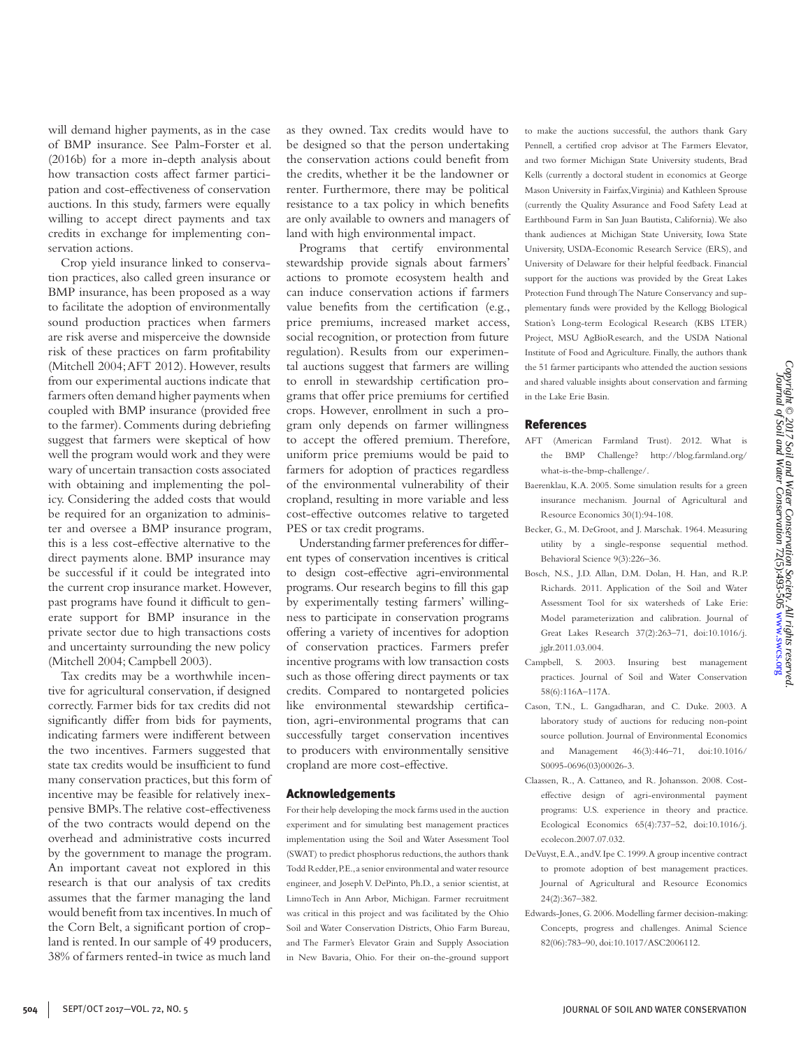will demand higher payments, as in the case of BMP insurance. See Palm-Forster et al. (2016b) for a more in-depth analysis about how transaction costs affect farmer participation and cost-effectiveness of conservation auctions. In this study, farmers were equally willing to accept direct payments and tax credits in exchange for implementing conservation actions.

Crop yield insurance linked to conservation practices, also called green insurance or BMP insurance, has been proposed as a way to facilitate the adoption of environmentally sound production practices when farmers are risk averse and misperceive the downside risk of these practices on farm profitability (Mitchell 2004; AFT 2012). However, results from our experimental auctions indicate that farmers often demand higher payments when coupled with BMP insurance (provided free to the farmer). Comments during debriefing suggest that farmers were skeptical of how well the program would work and they were wary of uncertain transaction costs associated with obtaining and implementing the policy. Considering the added costs that would be required for an organization to administer and oversee a BMP insurance program, this is a less cost-effective alternative to the direct payments alone. BMP insurance may be successful if it could be integrated into the current crop insurance market. However, past programs have found it difficult to generate support for BMP insurance in the private sector due to high transactions costs and uncertainty surrounding the new policy (Mitchell 2004; Campbell 2003).

Tax credits may be a worthwhile incentive for agricultural conservation, if designed correctly. Farmer bids for tax credits did not significantly differ from bids for payments, indicating farmers were indifferent between the two incentives. Farmers suggested that state tax credits would be insufficient to fund many conservation practices, but this form of incentive may be feasible for relatively inexpensive BMPs. The relative cost-effectiveness of the two contracts would depend on the overhead and administrative costs incurred by the government to manage the program. An important caveat not explored in this research is that our analysis of tax credits assumes that the farmer managing the land would benefit from tax incentives. In much of the Corn Belt, a significant portion of cropland is rented. In our sample of 49 producers, 38% of farmers rented-in twice as much land as they owned. Tax credits would have to be designed so that the person undertaking the conservation actions could benefit from the credits, whether it be the landowner or renter. Furthermore, there may be political resistance to a tax policy in which benefits are only available to owners and managers of land with high environmental impact.

Programs that certify environmental stewardship provide signals about farmers' actions to promote ecosystem health and can induce conservation actions if farmers value benefits from the certification (e.g., price premiums, increased market access, social recognition, or protection from future regulation). Results from our experimental auctions suggest that farmers are willing to enroll in stewardship certification programs that offer price premiums for certified crops. However, enrollment in such a program only depends on farmer willingness to accept the offered premium. Therefore, uniform price premiums would be paid to farmers for adoption of practices regardless of the environmental vulnerability of their cropland, resulting in more variable and less cost-effective outcomes relative to targeted PES or tax credit programs.

Understanding farmer preferences for different types of conservation incentives is critical to design cost-effective agri-environmental programs. Our research begins to fill this gap by experimentally testing farmers' willingness to participate in conservation programs offering a variety of incentives for adoption of conservation practices. Farmers prefer incentive programs with low transaction costs such as those offering direct payments or tax credits. Compared to nontargeted policies like environmental stewardship certification, agri-environmental programs that can successfully target conservation incentives to producers with environmentally sensitive cropland are more cost-effective.

## Acknowledgements

For their help developing the mock farms used in the auction experiment and for simulating best management practices implementation using the Soil and Water Assessment Tool (SWAT) to predict phosphorus reductions, the authors thank Todd Redder, P.E., a senior environmental and water resource engineer, and Joseph V. DePinto, Ph.D., a senior scientist, at LimnoTech in Ann Arbor, Michigan. Farmer recruitment was critical in this project and was facilitated by the Ohio Soil and Water Conservation Districts, Ohio Farm Bureau, and The Farmer's Elevator Grain and Supply Association in New Bavaria, Ohio. For their on-the-ground support to make the auctions successful, the authors thank Gary Pennell, a certified crop advisor at The Farmers Elevator, and two former Michigan State University students, Brad Kells (currently a doctoral student in economics at George Mason University in Fairfax, Virginia) and Kathleen Sprouse (currently the Quality Assurance and Food Safety Lead at Earthbound Farm in San Juan Bautista, California). We also thank audiences at Michigan State University, Iowa State University, USDA-Economic Research Service (ERS), and University of Delaware for their helpful feedback. Financial support for the auctions was provided by the Great Lakes Protection Fund through The Nature Conservancy and supplementary funds were provided by the Kellogg Biological Station's Long-term Ecological Research (KBS LTER) Project, MSU AgBioResearch, and the USDA National Institute of Food and Agriculture. Finally, the authors thank the 51 farmer participants who attended the auction sessions and shared valuable insights about conservation and farming in the Lake Erie Basin.

## References

AFT (American Farmland Trust). 2012. What is the BMP Challenge? http://blog.farmland.org/what-is-the-bmp-challenge/.

Baerenklau, K.A. 2005. Some simulation results for a green insurance mechanism. Journal of Agricultural and Resource Economics 30(1):94-108.

Becker, G., M. DeGroot, and J. Marschak. 1964. Measuring utility by a single-response sequential method. Behavioral Science 9(3):226–36.

Bosch, N.S., J.D. Allan, D.M. Dolan, H. Han, and R.P. Richards. 2011. Application of the Soil and Water Assessment Tool for six watersheds of Lake Erie: Model parameterization and calibration. Journal of Great Lakes Research 37(2):263–71, doi:10.1016/j.jglr.2011.03.004.

Campbell, S. 2003. Insuring best management practices. Journal of Soil and Water Conservation 58(6):116A–117A.

Cason, T.N., L. Gangadharan, and C. Duke. 2003. A laboratory study of auctions for reducing non-point source pollution. Journal of Environmental Economics and Management 46(3):446–71, doi:10.1016/S0095-0696(03)00026-3.

Claassen, R., A. Cattaneo, and R. Johansson. 2008. Cost-effective design of agri-environmental payment programs: U.S. experience in theory and practice. Ecological Economics 65(4):737–52, doi:10.1016/j.ecolecon.2007.07.032.

DeVuyst, E.A., and V. Ipe C. 1999. A group incentive contract to promote adoption of best management practices. Journal of Agricultural and Resource Economics 24(2):367–382.

Edwards-Jones, G. 2006. Modelling farmer decision-making: Concepts, progress and challenges. Animal Science 82(06):783–90, doi:10.1017/ASC2006112.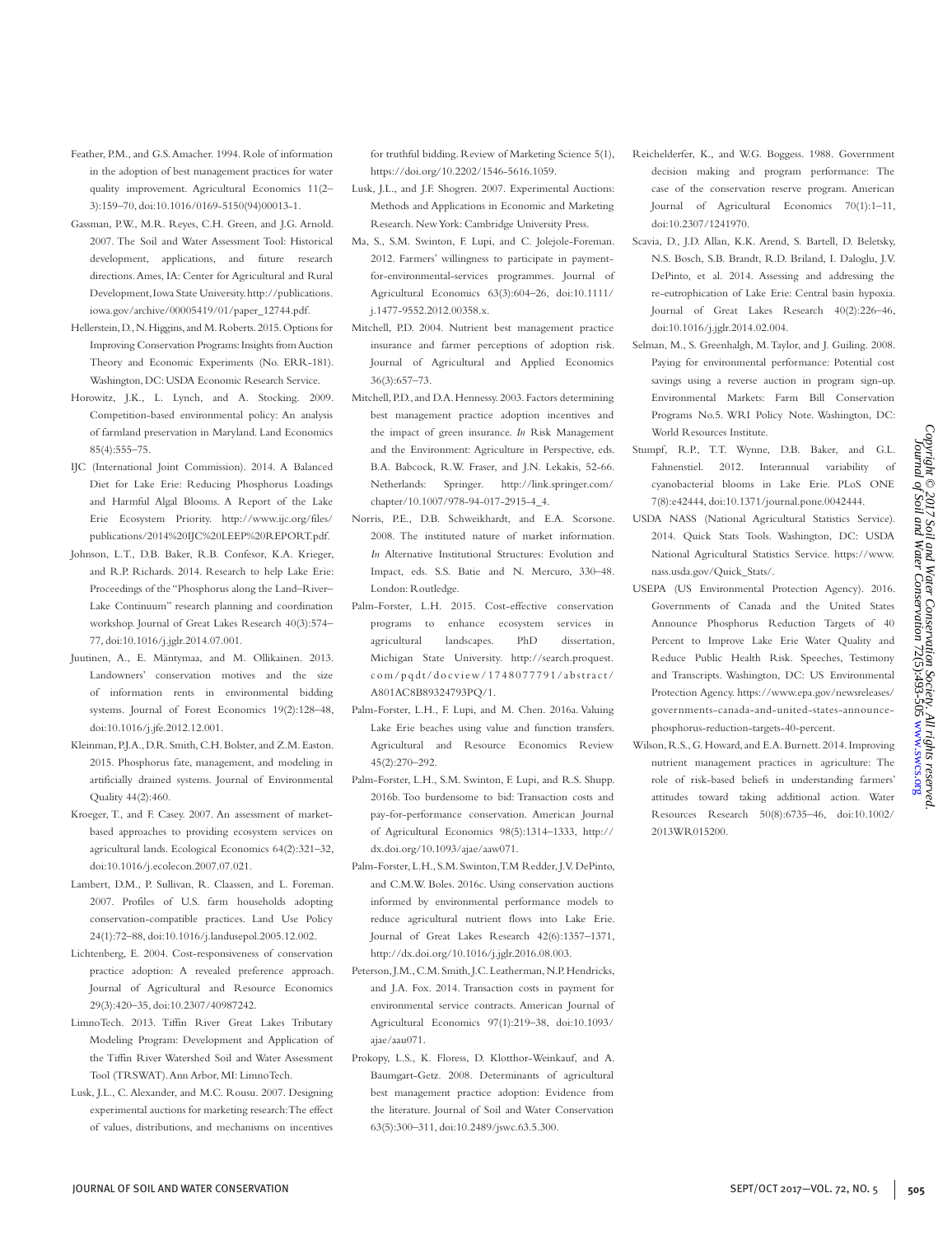Feather, P.M., and G.S. Amacher. 1994. Role of information in the adoption of best management practices for water quality improvement. Agricultural Economics 11(2–3):159–70, doi:10.1016/0169-5150(94)00013-1.

Gassman, P.W., M.R. Reyes, C.H. Green, and J.G. Arnold. 2007. The Soil and Water Assessment Tool: Historical development, applications, and future research directions. Ames, IA: Center for Agricultural and Rural Development, Iowa State University. http://publications.iowa.gov/archive/00005419/01/paper_12744.pdf.

Hellerstein, D., N. Higgins, and M. Roberts. 2015. Options for Improving Conservation Programs: Insights from Auction Theory and Economic Experiments (No. ERR-181). Washington, DC: USDA Economic Research Service.

Horowitz, J.K., L. Lynch, and A. Stocking. 2009. Competition-based environmental policy: An analysis of farmland preservation in Maryland. Land Economics 85(4):555–75.

IJC (International Joint Commission). 2014. A Balanced Diet for Lake Erie: Reducing Phosphorus Loadings and Harmful Algal Blooms. A Report of the Lake Erie Ecosystem Priority. http://www.ijc.org/files/publications/2014%20IJC%20LEEP%20REPORT.pdf.

Johnson, L.T., D.B. Baker, R.B. Confesor, K.A. Krieger, and R.P. Richards. 2014. Research to help Lake Erie: Proceedings of the "Phosphorus along the Land–River–Lake Continuum" research planning and coordination workshop. Journal of Great Lakes Research 40(3):574–77, doi:10.1016/j.jglr.2014.07.001.

Juutinen, A., E. Mäntymaa, and M. Ollikainen. 2013. Landowners' conservation motives and the size of information rents in environmental bidding systems. Journal of Forest Economics 19(2):128–48, doi:10.1016/j.jfe.2012.12.001.

Kleinman, P.J.A., D.R. Smith, C.H. Bolster, and Z.M. Easton. 2015. Phosphorus fate, management, and modeling in artificially drained systems. Journal of Environmental Quality 44(2):460.

Kroeger, T., and F. Casey. 2007. An assessment of market-based approaches to providing ecosystem services on agricultural lands. Ecological Economics 64(2):321–32, doi:10.1016/j.ecolecon.2007.07.021.

Lambert, D.M., P. Sullivan, R. Claassen, and L. Foreman. 2007. Profiles of U.S. farm households adopting conservation-compatible practices. Land Use Policy 24(1):72–88, doi:10.1016/j.landusepol.2005.12.002.

Lichtenberg, E. 2004. Cost-responsiveness of conservation practice adoption: A revealed preference approach. Journal of Agricultural and Resource Economics 29(3):420–35, doi:10.2307/40987242.

LimnoTech. 2013. Tiffin River Great Lakes Tributary Modeling Program: Development and Application of the Tiffin River Watershed Soil and Water Assessment Tool (TRSWAT). Ann Arbor, MI: LimnoTech.

Lusk, J.L., C. Alexander, and M.C. Rousu. 2007. Designing experimental auctions for marketing research: The effect of values, distributions, and mechanisms on incentives for truthful bidding. Review of Marketing Science 5(1), https://doi.org/10.2202/1546-5616.1059.

Lusk, J.L., and J.F. Shogren. 2007. Experimental Auctions: Methods and Applications in Economic and Marketing Research. New York: Cambridge University Press.

Ma, S., S.M. Swinton, F. Lupi, and C. Jolejole-Foreman. 2012. Farmers' willingness to participate in payment-for-environmental-services programmes. Journal of Agricultural Economics 63(3):604–26, doi:10.1111/j.1477-9552.2012.00358.x.

Mitchell, P.D. 2004. Nutrient best management practice insurance and farmer perceptions of adoption risk. Journal of Agricultural and Applied Economics 36(3):657–73.

Mitchell, P.D., and D.A. Hennessy. 2003. Factors determining best management practice adoption incentives and the impact of green insurance. *In* Risk Management and the Environment: Agriculture in Perspective, eds. B.A. Babcock, R.W. Fraser, and J.N. Lekakis, 52-66. Netherlands: Springer. http://link.springer.com/chapter/10.1007/978-94-017-2915-4_4.

Norris, P.E., D.B. Schweikhardt, and E.A. Scorsone. 2008. The instituted nature of market information. *In* Alternative Institutional Structures: Evolution and Impact, eds. S.S. Batie and N. Mercuro, 330–48. London: Routledge.

Palm-Forster, L.H. 2015. Cost-effective conservation programs to enhance ecosystem services in agricultural landscapes. PhD dissertation, Michigan State University. http://search.proquest.com/pqdt/docview/1748077791/abstract/A801AC8B89324793PQ/1.

Palm-Forster, L.H., F. Lupi, and M. Chen. 2016a. Valuing Lake Erie beaches using value and function transfers. Agricultural and Resource Economics Review 45(2):270–292.

Palm-Forster, L.H., S.M. Swinton, F. Lupi, and R.S. Shupp. 2016b. Too burdensome to bid: Transaction costs and pay-for-performance conservation. American Journal of Agricultural Economics 98(5):1314–1333, http://dx.doi.org/10.1093/ajae/aaw071.

Palm-Forster, L.H., S.M. Swinton, T.M Redder, J.V. DePinto, and C.M.W. Boles. 2016c. Using conservation auctions informed by environmental performance models to reduce agricultural nutrient flows into Lake Erie. Journal of Great Lakes Research 42(6):1357–1371, http://dx.doi.org/10.1016/j.jglr.2016.08.003.

Peterson, J.M., C.M. Smith, J.C. Leatherman, N.P. Hendricks, and J.A. Fox. 2014. Transaction costs in payment for environmental service contracts. American Journal of Agricultural Economics 97(1):219–38, doi:10.1093/ajae/aau071.

Prokopy, L.S., K. Floress, D. Klotthor-Weinkauf, and A. Baumgart-Getz. 2008. Determinants of agricultural best management practice adoption: Evidence from the literature. Journal of Soil and Water Conservation 63(5):300–311, doi:10.2489/jswc.63.5.300.

Reichelderfer, K., and W.G. Boggess. 1988. Government decision making and program performance: The case of the conservation reserve program. American Journal of Agricultural Economics 70(1):1–11, doi:10.2307/1241970.

Scavia, D., J.D. Allan, K.K. Arend, S. Bartell, D. Beletsky, N.S. Bosch, S.B. Brandt, R.D. Briland, I. Daloglu, J.V. DePinto, et al. 2014. Assessing and addressing the re-eutrophication of Lake Erie: Central basin hypoxia. Journal of Great Lakes Research 40(2):226–46, doi:10.1016/j.jglr.2014.02.004.

Selman, M., S. Greenhalgh, M. Taylor, and J. Guiling. 2008. Paying for environmental performance: Potential cost savings using a reverse auction in program sign-up. Environmental Markets: Farm Bill Conservation Programs No.5. WRI Policy Note. Washington, DC: World Resources Institute.

Stumpf, R.P., T.T. Wynne, D.B. Baker, and G.L. Fahnenstiel. 2012. Interannual variability of cyanobacterial blooms in Lake Erie. PLoS ONE 7(8):e42444, doi:10.1371/journal.pone.0042444.

USDA NASS (National Agricultural Statistics Service). 2014. Quick Stats Tools. Washington, DC: USDA National Agricultural Statistics Service. https://www.nass.usda.gov/Quick_Stats/.

USEPA (US Environmental Protection Agency). 2016. Governments of Canada and the United States Announce Phosphorus Reduction Targets of 40 Percent to Improve Lake Erie Water Quality and Reduce Public Health Risk. Speeches, Testimony and Transcripts. Washington, DC: US Environmental Protection Agency. https://www.epa.gov/newsreleases/governments-canada-and-united-states-announce-phosphorus-reduction-targets-40-percent.

Wilson, R.S., G. Howard, and E.A. Burnett. 2014. Improving nutrient management practices in agriculture: The role of risk-based beliefs in understanding farmers' attitudes toward taking additional action. Water Resources Research 50(8):6735–46, doi:10.1002/2013WR015200.